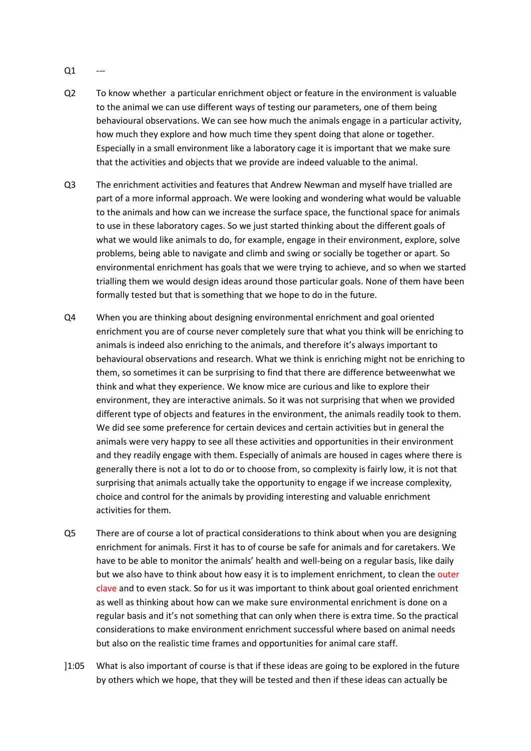Q1 ---

Q2 To know whether  a particular enrichment object or feature in the environment is valuable to the animal we can use different ways of testing our parameters, one of them being behavioural observations. We can see how much the animals engage in a particular activity, how much they explore and how much time they spent doing that alone or together. Especially in a small environment like a laboratory cage it is important that we make sure that the activities and objects that we provide are indeed valuable to the animal.

Q3 The enrichment activities and features that Andrew Newman and myself have trialled are part of a more informal approach. We were looking and wondering what would be valuable to the animals and how can we increase the surface space, the functional space for animals to use in these laboratory cages. So we just started thinking about the different goals of what we would like animals to do, for example, engage in their environment, explore, solve problems, being able to navigate and climb and swing or socially be together or apart. So environmental enrichment has goals that we were trying to achieve, and so when we started trialling them we would design ideas around those particular goals. None of them have been formally tested but that is something that we hope to do in the future.

Q4 When you are thinking about designing environmental enrichment and goal oriented enrichment you are of course never completely sure that what you think will be enriching to animals is indeed also enriching to the animals, and therefore it's always important to behavioural observations and research. What we think is enriching might not be enriching to them, so sometimes it can be surprising to find that there are difference betweenwhat we think and what they experience. We know mice are curious and like to explore their environment, they are interactive animals. So it was not surprising that when we provided different type of objects and features in the environment, the animals readily took to them. We did see some preference for certain devices and certain activities but in general the animals were very happy to see all these activities and opportunities in their environment and they readily engage with them. Especially of animals are housed in cages where there is generally there is not a lot to do or to choose from, so complexity is fairly low, it is not that surprising that animals actually take the opportunity to engage if we increase complexity, choice and control for the animals by providing interesting and valuable enrichment activities for them.

Q5 There are of course a lot of practical considerations to think about when you are designing enrichment for animals. First it has to of course be safe for animals and for caretakers. We have to be able to monitor the animals' health and well-being on a regular basis, like daily but we also have to think about how easy it is to implement enrichment, to clean the outer clave and to even stack. So for us it was important to think about goal oriented enrichment as well as thinking about how can we make sure environmental enrichment is done on a regular basis and it's not something that can only when there is extra time. So the practical considerations to make environment enrichment successful where based on animal needs but also on the realistic time frames and opportunities for animal care staff.

]1:05 What is also important of course is that if these ideas are going to be explored in the future by others which we hope, that they will be tested and then if these ideas can actually be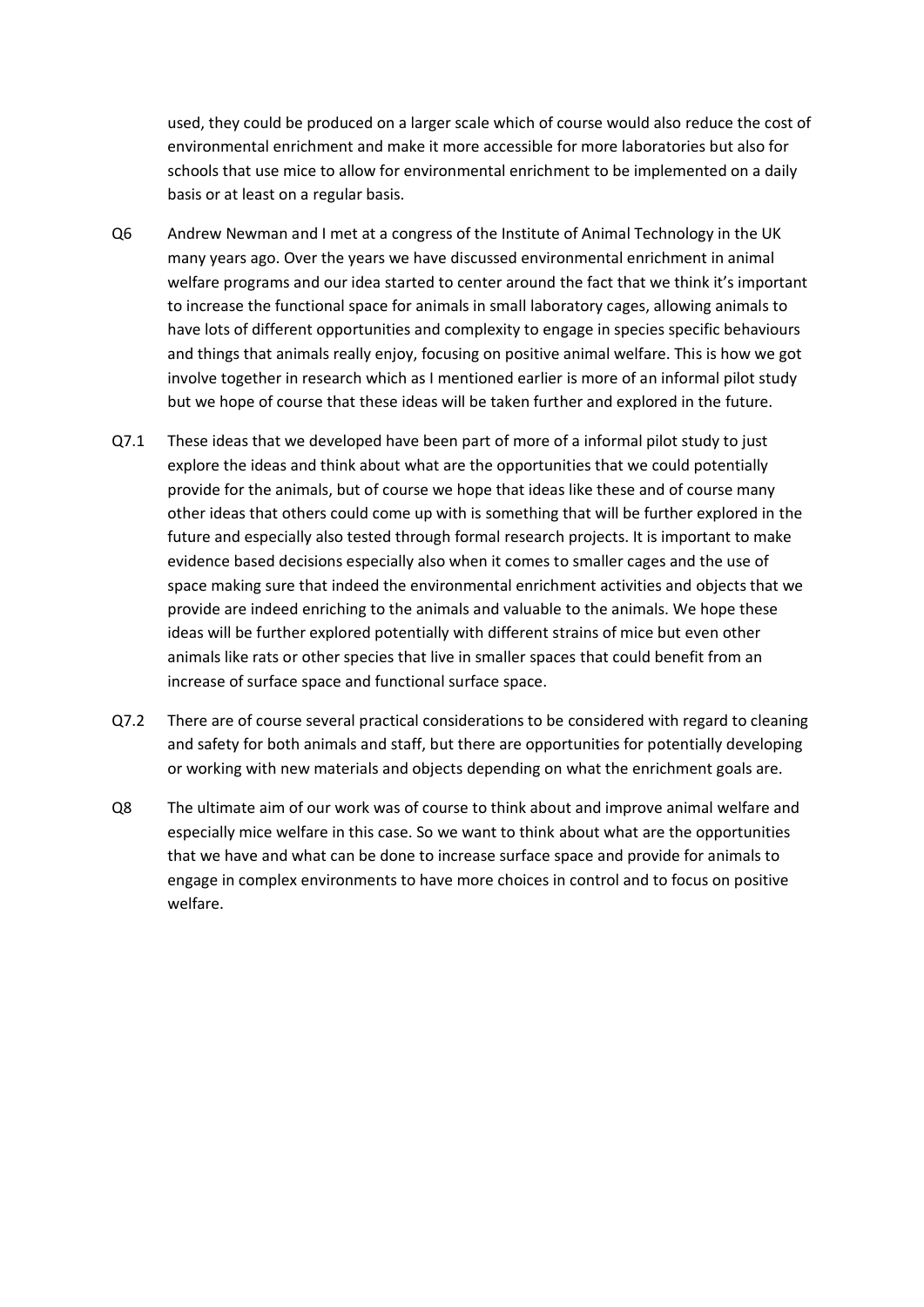used, they could be produced on a larger scale which of course would also reduce the cost of environmental enrichment and make it more accessible for more laboratories but also for schools that use mice to allow for environmental enrichment to be implemented on a daily basis or at least on a regular basis.

Q6 Andrew Newman and I met at a congress of the Institute of Animal Technology in the UK many years ago. Over the years we have discussed environmental enrichment in animal welfare programs and our idea started to center around the fact that we think it's important to increase the functional space for animals in small laboratory cages, allowing animals to have lots of different opportunities and complexity to engage in species specific behaviours and things that animals really enjoy, focusing on positive animal welfare. This is how we got involve together in research which as I mentioned earlier is more of an informal pilot study but we hope of course that these ideas will be taken further and explored in the future.

Q7.1 These ideas that we developed have been part of more of a informal pilot study to just explore the ideas and think about what are the opportunities that we could potentially provide for the animals, but of course we hope that ideas like these and of course many other ideas that others could come up with is something that will be further explored in the future and especially also tested through formal research projects. It is important to make evidence based decisions especially also when it comes to smaller cages and the use of space making sure that indeed the environmental enrichment activities and objects that we provide are indeed enriching to the animals and valuable to the animals. We hope these ideas will be further explored potentially with different strains of mice but even other animals like rats or other species that live in smaller spaces that could benefit from an increase of surface space and functional surface space.

Q7.2 There are of course several practical considerations to be considered with regard to cleaning and safety for both animals and staff, but there are opportunities for potentially developing or working with new materials and objects depending on what the enrichment goals are.

Q8 The ultimate aim of our work was of course to think about and improve animal welfare and especially mice welfare in this case. So we want to think about what are the opportunities that we have and what can be done to increase surface space and provide for animals to engage in complex environments to have more choices in control and to focus on positive welfare.